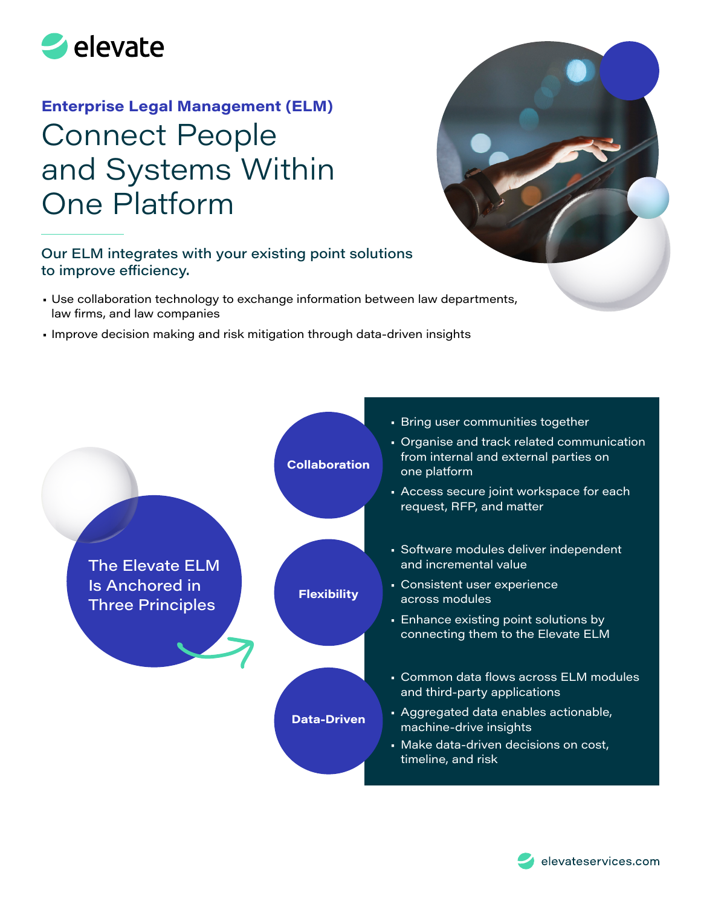elevate

**Enterprise Legal Management (ELM)**

# Connect People and Systems Within One Platform

## Our ELM integrates with your existing point solutions to improve efficiency.

- Use collaboration technology to exchange information between law departments, law firms, and law companies
- Improve decision making and risk mitigation through data-driven insights

## The Elevate ELM Is Anchored in Three Principles

### Collaboration

- Bring user communities together
- Organise and track related communication from internal and external parties on one platform
- Access secure joint workspace for each request, RFP, and matter

### Flexibility

- Software modules deliver independent and incremental value
- Consistent user experience across modules
- Enhance existing point solutions by connecting them to the Elevate ELM

### Data-Driven

- Common data flows across ELM modules and third-party applications
- Aggregated data enables actionable, machine-drive insights
- Make data-driven decisions on cost, timeline, and risk

elevateservices.com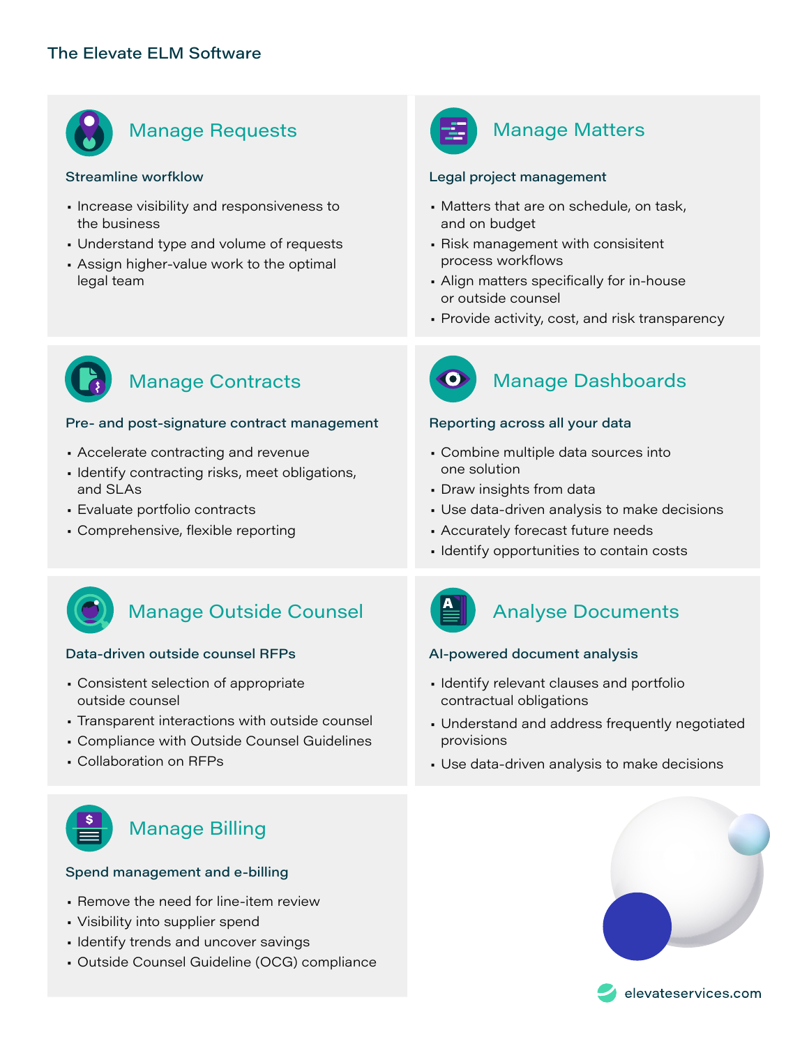# The Elevate ELM Software

## Manage Requests

### Streamline worfklow

- Increase visibility and responsiveness to the business
- Understand type and volume of requests
- Assign higher-value work to the optimal legal team

## Manage Matters

### Legal project management

- Matters that are on schedule, on task, and on budget
- Risk management with consisitent process workflows
- Align matters specifically for in-house or outside counsel
- Provide activity, cost, and risk transparency

## Manage Contracts

### Pre- and post-signature contract management

- Accelerate contracting and revenue
- Identify contracting risks, meet obligations, and SLAs
- Evaluate portfolio contracts
- Comprehensive, flexible reporting

## Manage Dashboards

### Reporting across all your data

- Combine multiple data sources into one solution
- Draw insights from data
- Use data-driven analysis to make decisions
- Accurately forecast future needs
- Identify opportunities to contain costs

## Manage Outside Counsel

### Data-driven outside counsel RFPs

- Consistent selection of appropriate outside counsel
- Transparent interactions with outside counsel
- Compliance with Outside Counsel Guidelines
- Collaboration on RFPs

## Analyse Documents

### AI-powered document analysis

- Identify relevant clauses and portfolio contractual obligations
- Understand and address frequently negotiated provisions
- Use data-driven analysis to make decisions

## Manage Billing

### Spend management and e-billing

- Remove the need for line-item review
- Visibility into supplier spend
- Identify trends and uncover savings
- Outside Counsel Guideline (OCG) compliance

elevateservices.com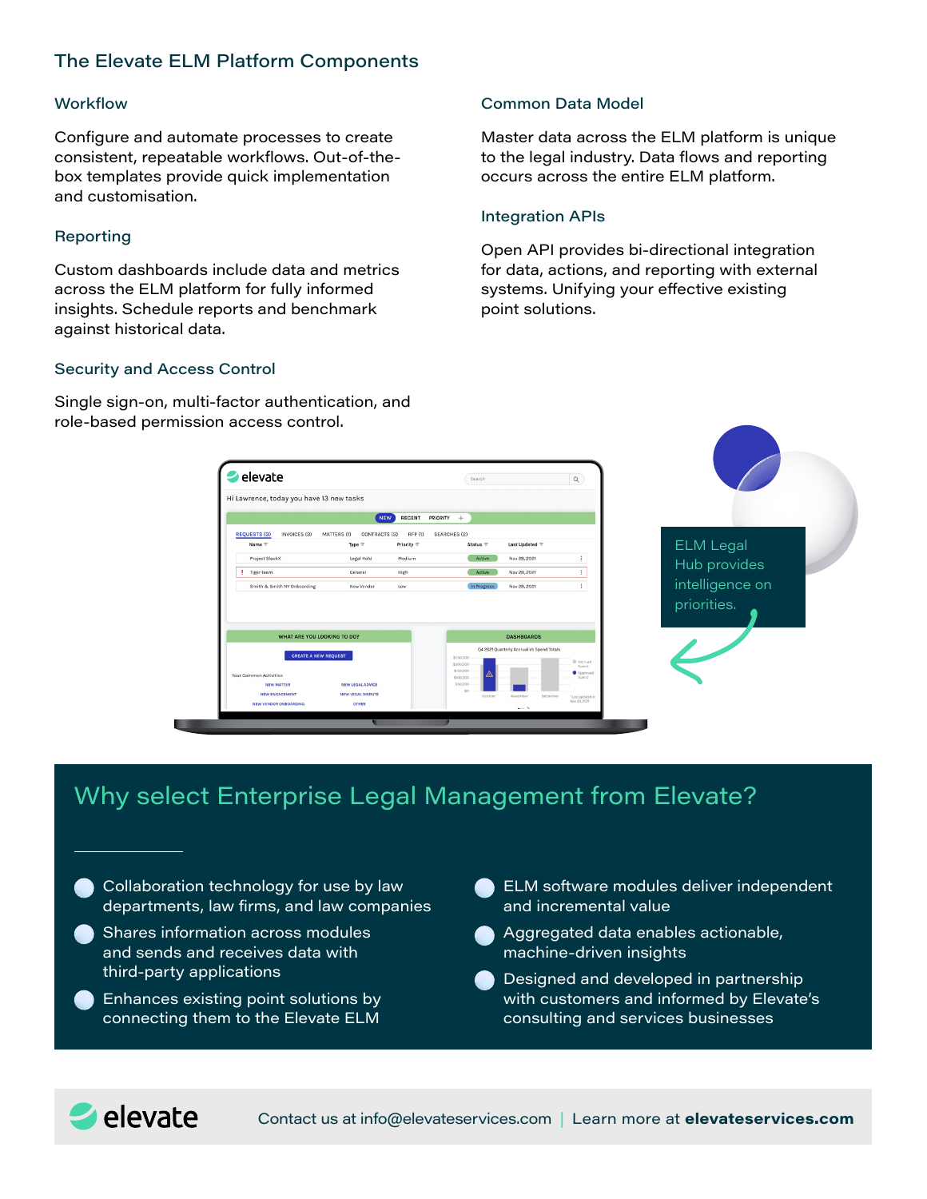## The Elevate ELM Platform Components

### Workflow

Configure and automate processes to create consistent, repeatable workflows. Out-of-the-box templates provide quick implementation and customisation.

### Reporting

Custom dashboards include data and metrics across the ELM platform for fully informed insights. Schedule reports and benchmark against historical data.

### Security and Access Control

Single sign-on, multi-factor authentication, and role-based permission access control.

### Common Data Model

Master data across the ELM platform is unique to the legal industry. Data flows and reporting occurs across the entire ELM platform.

### Integration APIs

Open API provides bi-directional integration for data, actions, and reporting with external systems. Unifying your effective existing point solutions.

ELM Legal Hub provides intelligence on priorities.

## Why select Enterprise Legal Management from Elevate?

- Collaboration technology for use by law departments, law firms, and law companies
- Shares information across modules and sends and receives data with third-party applications
- Enhances existing point solutions by connecting them to the Elevate ELM
- ELM software modules deliver independent and incremental value
- Aggregated data enables actionable, machine-driven insights
- Designed and developed in partnership with customers and informed by Elevate's consulting and services businesses

elevate

Contact us at info@elevateservices.com | Learn more at **elevateservices.com**